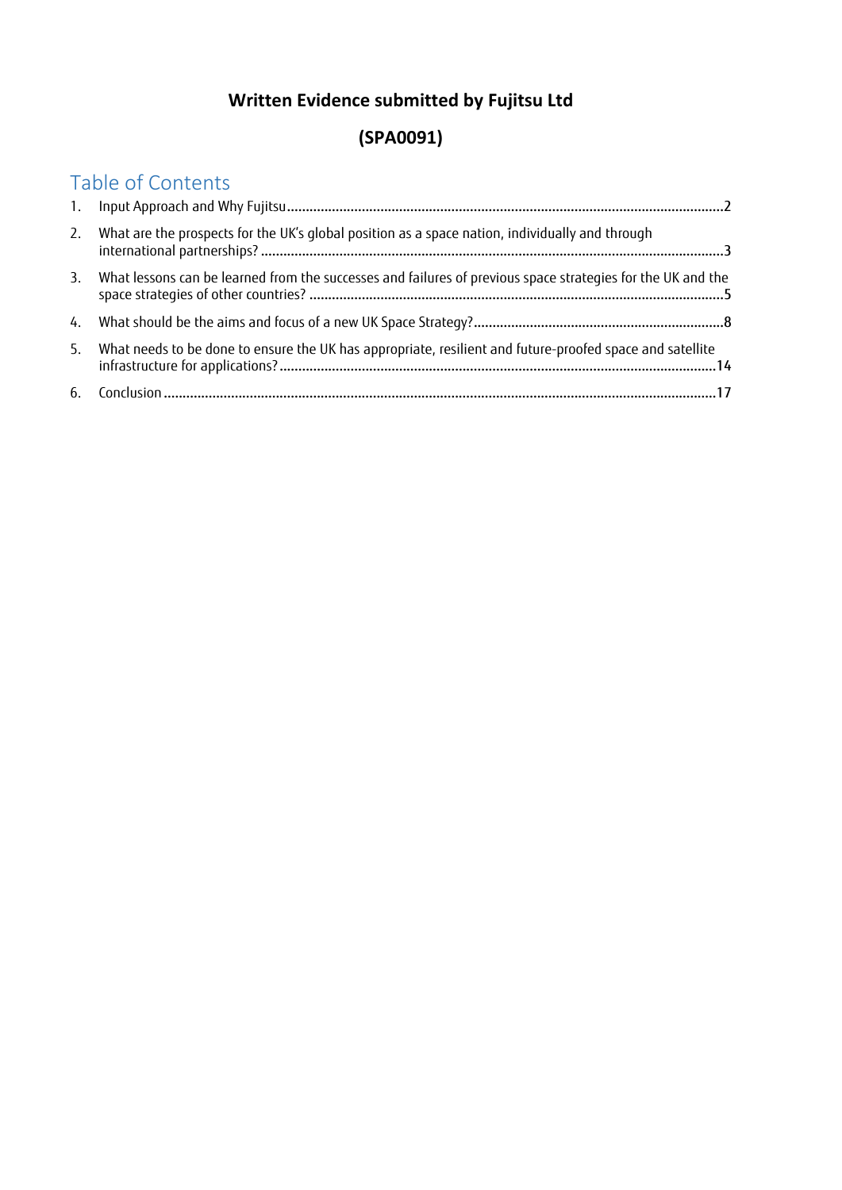# Written Evidence submitted by Fujitsu Ltd

# (SPA0091)

## Table of Contents

1. Input Approach and Why Fujitsu ........ 2
2. What are the prospects for the UK's global position as a space nation, individually and through international partnerships? ........ 3
3. What lessons can be learned from the successes and failures of previous space strategies for the UK and the space strategies of other countries? ........ 5
4. What should be the aims and focus of a new UK Space Strategy? ........ 8
5. What needs to be done to ensure the UK has appropriate, resilient and future-proofed space and satellite infrastructure for applications? ........ 14
6. Conclusion ........ 17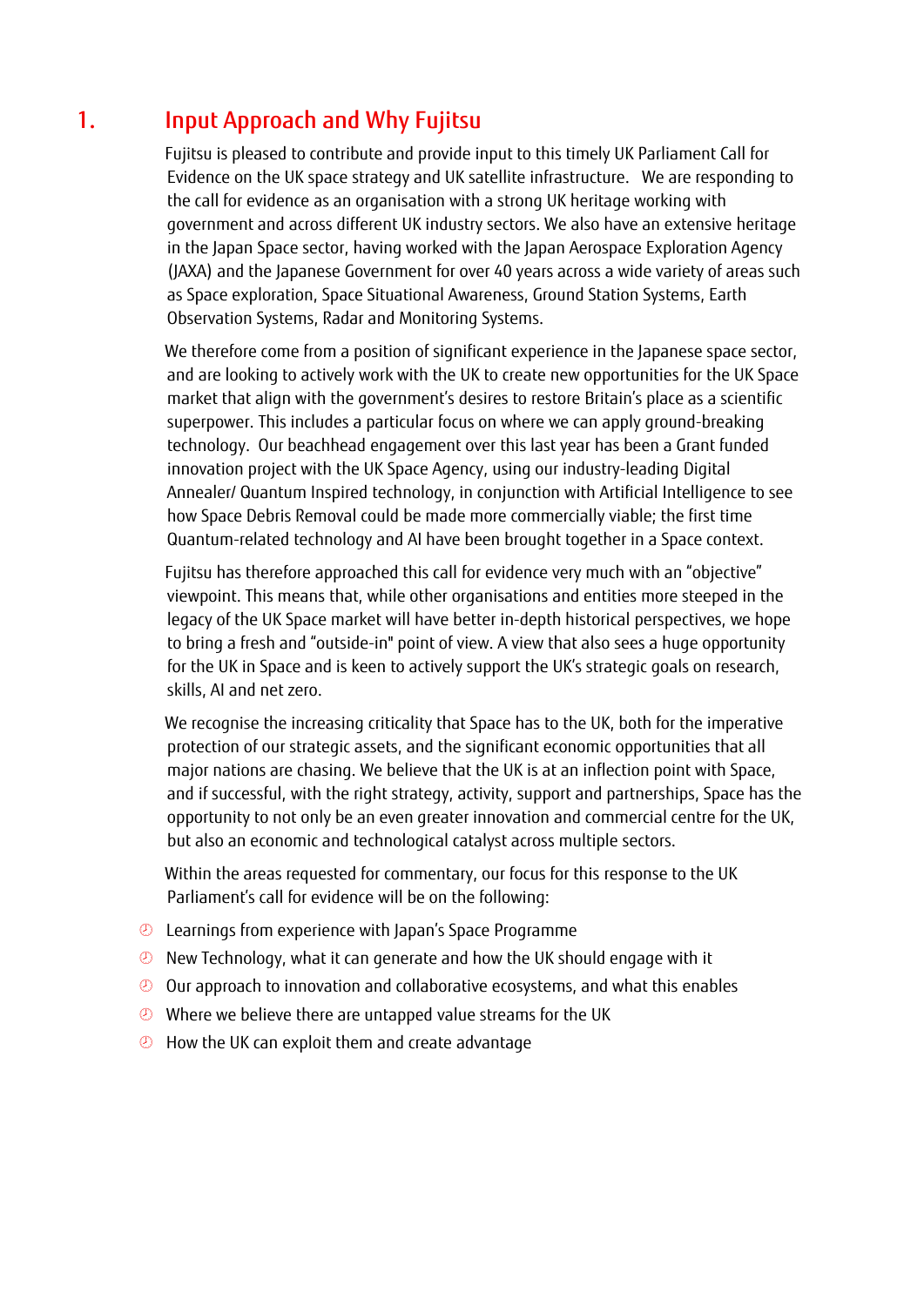# 1. Input Approach and Why Fujitsu

Fujitsu is pleased to contribute and provide input to this timely UK Parliament Call for Evidence on the UK space strategy and UK satellite infrastructure. We are responding to the call for evidence as an organisation with a strong UK heritage working with government and across different UK industry sectors. We also have an extensive heritage in the Japan Space sector, having worked with the Japan Aerospace Exploration Agency (JAXA) and the Japanese Government for over 40 years across a wide variety of areas such as Space exploration, Space Situational Awareness, Ground Station Systems, Earth Observation Systems, Radar and Monitoring Systems.

We therefore come from a position of significant experience in the Japanese space sector, and are looking to actively work with the UK to create new opportunities for the UK Space market that align with the government's desires to restore Britain's place as a scientific superpower. This includes a particular focus on where we can apply ground-breaking technology. Our beachhead engagement over this last year has been a Grant funded innovation project with the UK Space Agency, using our industry-leading Digital Annealer/ Quantum Inspired technology, in conjunction with Artificial Intelligence to see how Space Debris Removal could be made more commercially viable; the first time Quantum-related technology and AI have been brought together in a Space context.

Fujitsu has therefore approached this call for evidence very much with an "objective" viewpoint. This means that, while other organisations and entities more steeped in the legacy of the UK Space market will have better in-depth historical perspectives, we hope to bring a fresh and "outside-in" point of view. A view that also sees a huge opportunity for the UK in Space and is keen to actively support the UK's strategic goals on research, skills, AI and net zero.

We recognise the increasing criticality that Space has to the UK, both for the imperative protection of our strategic assets, and the significant economic opportunities that all major nations are chasing. We believe that the UK is at an inflection point with Space, and if successful, with the right strategy, activity, support and partnerships, Space has the opportunity to not only be an even greater innovation and commercial centre for the UK, but also an economic and technological catalyst across multiple sectors.

Within the areas requested for commentary, our focus for this response to the UK Parliament's call for evidence will be on the following:

- Learnings from experience with Japan's Space Programme
- New Technology, what it can generate and how the UK should engage with it
- Our approach to innovation and collaborative ecosystems, and what this enables
- Where we believe there are untapped value streams for the UK
- How the UK can exploit them and create advantage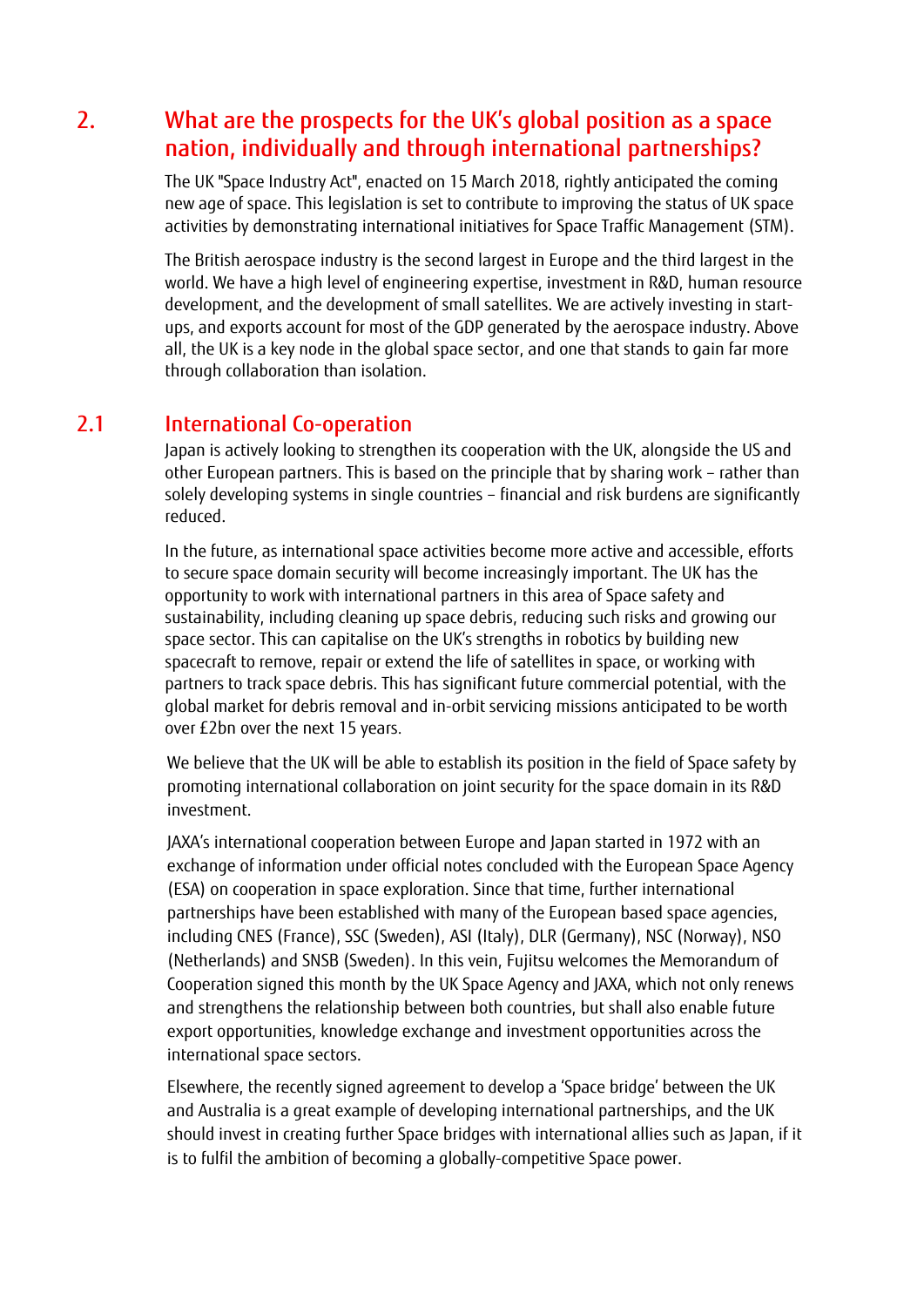## 2. What are the prospects for the UK's global position as a space nation, individually and through international partnerships?

The UK "Space Industry Act", enacted on 15 March 2018, rightly anticipated the coming new age of space. This legislation is set to contribute to improving the status of UK space activities by demonstrating international initiatives for Space Traffic Management (STM).

The British aerospace industry is the second largest in Europe and the third largest in the world. We have a high level of engineering expertise, investment in R&D, human resource development, and the development of small satellites. We are actively investing in start-ups, and exports account for most of the GDP generated by the aerospace industry. Above all, the UK is a key node in the global space sector, and one that stands to gain far more through collaboration than isolation.

### 2.1 International Co-operation

Japan is actively looking to strengthen its cooperation with the UK, alongside the US and other European partners. This is based on the principle that by sharing work – rather than solely developing systems in single countries – financial and risk burdens are significantly reduced.

In the future, as international space activities become more active and accessible, efforts to secure space domain security will become increasingly important. The UK has the opportunity to work with international partners in this area of Space safety and sustainability, including cleaning up space debris, reducing such risks and growing our space sector. This can capitalise on the UK's strengths in robotics by building new spacecraft to remove, repair or extend the life of satellites in space, or working with partners to track space debris. This has significant future commercial potential, with the global market for debris removal and in-orbit servicing missions anticipated to be worth over £2bn over the next 15 years.

We believe that the UK will be able to establish its position in the field of Space safety by promoting international collaboration on joint security for the space domain in its R&D investment.

JAXA's international cooperation between Europe and Japan started in 1972 with an exchange of information under official notes concluded with the European Space Agency (ESA) on cooperation in space exploration. Since that time, further international partnerships have been established with many of the European based space agencies, including CNES (France), SSC (Sweden), ASI (Italy), DLR (Germany), NSC (Norway), NSO (Netherlands) and SNSB (Sweden). In this vein, Fujitsu welcomes the Memorandum of Cooperation signed this month by the UK Space Agency and JAXA, which not only renews and strengthens the relationship between both countries, but shall also enable future export opportunities, knowledge exchange and investment opportunities across the international space sectors.

Elsewhere, the recently signed agreement to develop a 'Space bridge' between the UK and Australia is a great example of developing international partnerships, and the UK should invest in creating further Space bridges with international allies such as Japan, if it is to fulfil the ambition of becoming a globally-competitive Space power.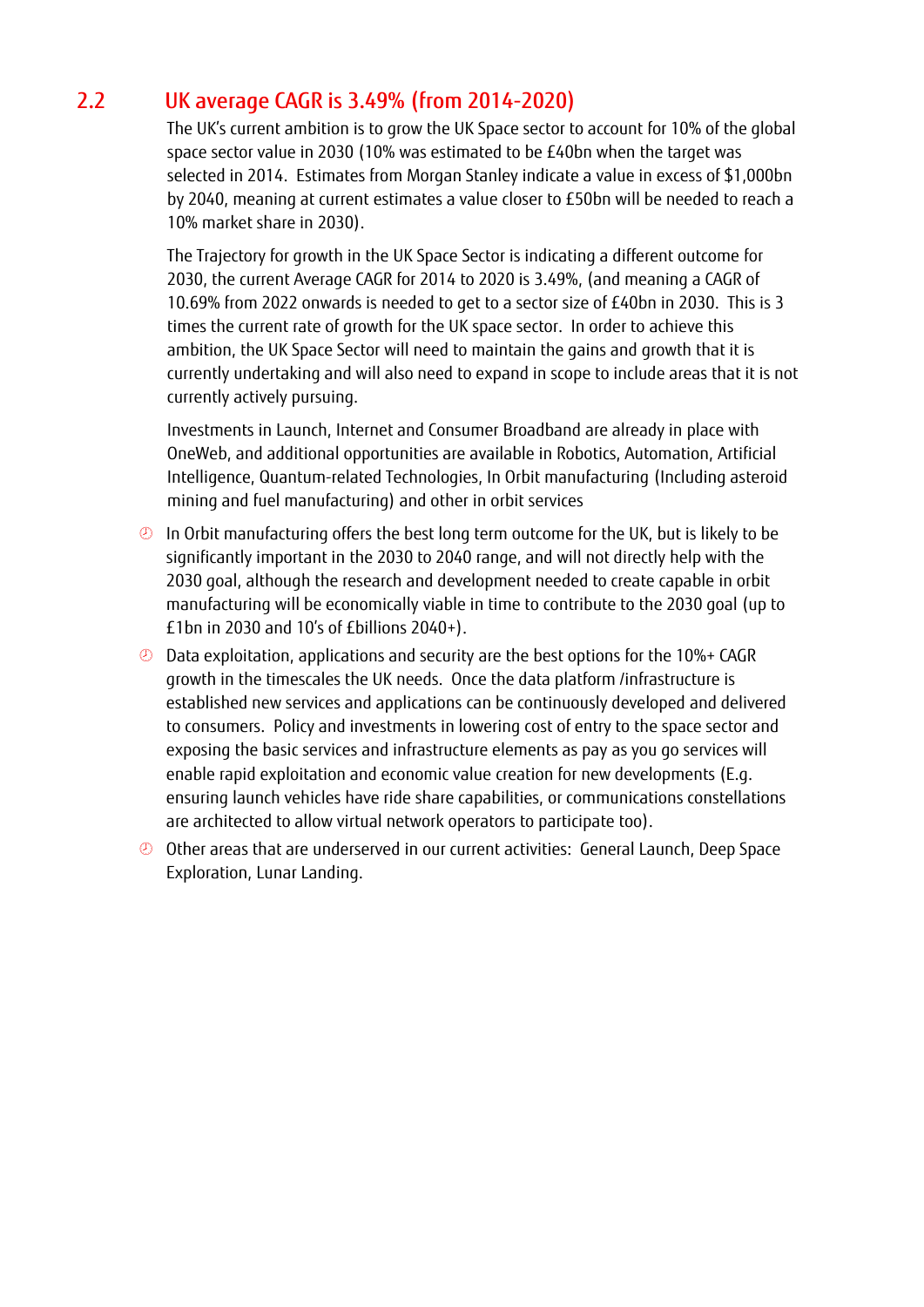## 2.2 UK average CAGR is 3.49% (from 2014-2020)

The UK's current ambition is to grow the UK Space sector to account for 10% of the global space sector value in 2030 (10% was estimated to be £40bn when the target was selected in 2014. Estimates from Morgan Stanley indicate a value in excess of $1,000bn by 2040, meaning at current estimates a value closer to £50bn will be needed to reach a 10% market share in 2030).

The Trajectory for growth in the UK Space Sector is indicating a different outcome for 2030, the current Average CAGR for 2014 to 2020 is 3.49%, (and meaning a CAGR of 10.69% from 2022 onwards is needed to get to a sector size of £40bn in 2030. This is 3 times the current rate of growth for the UK space sector. In order to achieve this ambition, the UK Space Sector will need to maintain the gains and growth that it is currently undertaking and will also need to expand in scope to include areas that it is not currently actively pursuing.

Investments in Launch, Internet and Consumer Broadband are already in place with OneWeb, and additional opportunities are available in Robotics, Automation, Artificial Intelligence, Quantum-related Technologies, In Orbit manufacturing (Including asteroid mining and fuel manufacturing) and other in orbit services

- In Orbit manufacturing offers the best long term outcome for the UK, but is likely to be significantly important in the 2030 to 2040 range, and will not directly help with the 2030 goal, although the research and development needed to create capable in orbit manufacturing will be economically viable in time to contribute to the 2030 goal (up to £1bn in 2030 and 10's of £billions 2040+).
- Data exploitation, applications and security are the best options for the 10%+ CAGR growth in the timescales the UK needs. Once the data platform /infrastructure is established new services and applications can be continuously developed and delivered to consumers. Policy and investments in lowering cost of entry to the space sector and exposing the basic services and infrastructure elements as pay as you go services will enable rapid exploitation and economic value creation for new developments (E.g. ensuring launch vehicles have ride share capabilities, or communications constellations are architected to allow virtual network operators to participate too).
- Other areas that are underserved in our current activities: General Launch, Deep Space Exploration, Lunar Landing.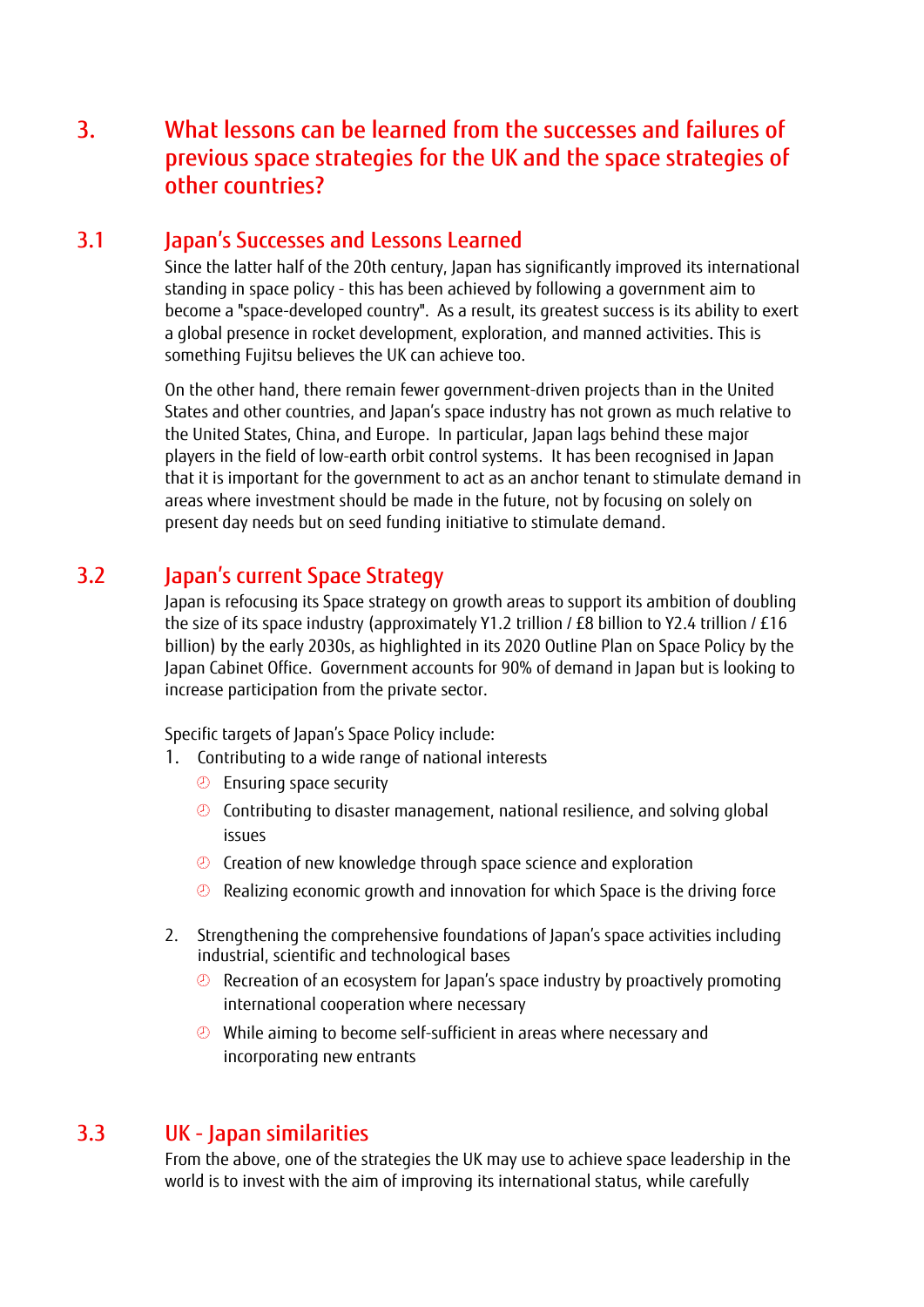## 3. What lessons can be learned from the successes and failures of previous space strategies for the UK and the space strategies of other countries?

### 3.1 Japan's Successes and Lessons Learned

Since the latter half of the 20th century, Japan has significantly improved its international standing in space policy - this has been achieved by following a government aim to become a "space-developed country". As a result, its greatest success is its ability to exert a global presence in rocket development, exploration, and manned activities. This is something Fujitsu believes the UK can achieve too.

On the other hand, there remain fewer government-driven projects than in the United States and other countries, and Japan's space industry has not grown as much relative to the United States, China, and Europe. In particular, Japan lags behind these major players in the field of low-earth orbit control systems. It has been recognised in Japan that it is important for the government to act as an anchor tenant to stimulate demand in areas where investment should be made in the future, not by focusing on solely on present day needs but on seed funding initiative to stimulate demand.

### 3.2 Japan's current Space Strategy

Japan is refocusing its Space strategy on growth areas to support its ambition of doubling the size of its space industry (approximately Y1.2 trillion / £8 billion to Y2.4 trillion / £16 billion) by the early 2030s, as highlighted in its 2020 Outline Plan on Space Policy by the Japan Cabinet Office. Government accounts for 90% of demand in Japan but is looking to increase participation from the private sector.

Specific targets of Japan's Space Policy include:

1. Contributing to a wide range of national interests
   - Ensuring space security
   - Contributing to disaster management, national resilience, and solving global issues
   - Creation of new knowledge through space science and exploration
   - Realizing economic growth and innovation for which Space is the driving force

2. Strengthening the comprehensive foundations of Japan's space activities including industrial, scientific and technological bases
   - Recreation of an ecosystem for Japan's space industry by proactively promoting international cooperation where necessary
   - While aiming to become self-sufficient in areas where necessary and incorporating new entrants

### 3.3 UK - Japan similarities

From the above, one of the strategies the UK may use to achieve space leadership in the world is to invest with the aim of improving its international status, while carefully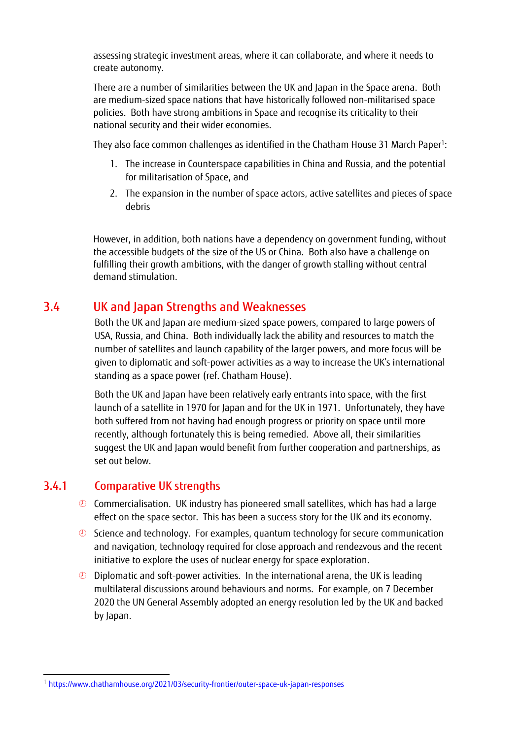assessing strategic investment areas, where it can collaborate, and where it needs to create autonomy.

There are a number of similarities between the UK and Japan in the Space arena. Both are medium-sized space nations that have historically followed non-militarised space policies. Both have strong ambitions in Space and recognise its criticality to their national security and their wider economies.

They also face common challenges as identified in the Chatham House 31 March Paper[1]:

1. The increase in Counterspace capabilities in China and Russia, and the potential for militarisation of Space, and
2. The expansion in the number of space actors, active satellites and pieces of space debris

However, in addition, both nations have a dependency on government funding, without the accessible budgets of the size of the US or China. Both also have a challenge on fulfilling their growth ambitions, with the danger of growth stalling without central demand stimulation.

## 3.4 UK and Japan Strengths and Weaknesses

Both the UK and Japan are medium-sized space powers, compared to large powers of USA, Russia, and China. Both individually lack the ability and resources to match the number of satellites and launch capability of the larger powers, and more focus will be given to diplomatic and soft-power activities as a way to increase the UK's international standing as a space power (ref. Chatham House).

Both the UK and Japan have been relatively early entrants into space, with the first launch of a satellite in 1970 for Japan and for the UK in 1971. Unfortunately, they have both suffered from not having had enough progress or priority on space until more recently, although fortunately this is being remedied. Above all, their similarities suggest the UK and Japan would benefit from further cooperation and partnerships, as set out below.

### 3.4.1 Comparative UK strengths

- Commercialisation. UK industry has pioneered small satellites, which has had a large effect on the space sector. This has been a success story for the UK and its economy.
- Science and technology. For examples, quantum technology for secure communication and navigation, technology required for close approach and rendezvous and the recent initiative to explore the uses of nuclear energy for space exploration.
- Diplomatic and soft-power activities. In the international arena, the UK is leading multilateral discussions around behaviours and norms. For example, on 7 December 2020 the UN General Assembly adopted an energy resolution led by the UK and backed by Japan.

---

[1] https://www.chathamhouse.org/2021/03/security-frontier/outer-space-uk-japan-responses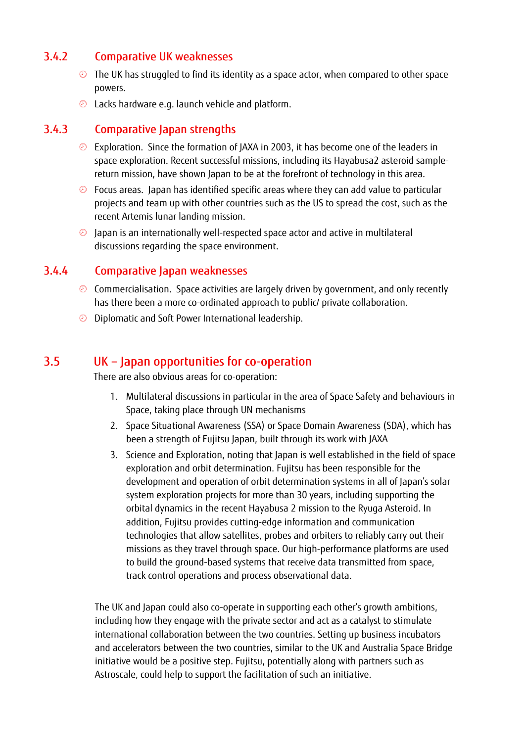### 3.4.2 Comparative UK weaknesses

- The UK has struggled to find its identity as a space actor, when compared to other space powers.
- Lacks hardware e.g. launch vehicle and platform.

### 3.4.3 Comparative Japan strengths

- Exploration. Since the formation of JAXA in 2003, it has become one of the leaders in space exploration. Recent successful missions, including its Hayabusa2 asteroid sample-return mission, have shown Japan to be at the forefront of technology in this area.
- Focus areas. Japan has identified specific areas where they can add value to particular projects and team up with other countries such as the US to spread the cost, such as the recent Artemis lunar landing mission.
- Japan is an internationally well-respected space actor and active in multilateral discussions regarding the space environment.

### 3.4.4 Comparative Japan weaknesses

- Commercialisation. Space activities are largely driven by government, and only recently has there been a more co-ordinated approach to public/ private collaboration.
- Diplomatic and Soft Power International leadership.

## 3.5 UK – Japan opportunities for co-operation

There are also obvious areas for co-operation:

1. Multilateral discussions in particular in the area of Space Safety and behaviours in Space, taking place through UN mechanisms
2. Space Situational Awareness (SSA) or Space Domain Awareness (SDA), which has been a strength of Fujitsu Japan, built through its work with JAXA
3. Science and Exploration, noting that Japan is well established in the field of space exploration and orbit determination. Fujitsu has been responsible for the development and operation of orbit determination systems in all of Japan's solar system exploration projects for more than 30 years, including supporting the orbital dynamics in the recent Hayabusa 2 mission to the Ryuga Asteroid. In addition, Fujitsu provides cutting-edge information and communication technologies that allow satellites, probes and orbiters to reliably carry out their missions as they travel through space. Our high-performance platforms are used to build the ground-based systems that receive data transmitted from space, track control operations and process observational data.

The UK and Japan could also co-operate in supporting each other's growth ambitions, including how they engage with the private sector and act as a catalyst to stimulate international collaboration between the two countries. Setting up business incubators and accelerators between the two countries, similar to the UK and Australia Space Bridge initiative would be a positive step. Fujitsu, potentially along with partners such as Astroscale, could help to support the facilitation of such an initiative.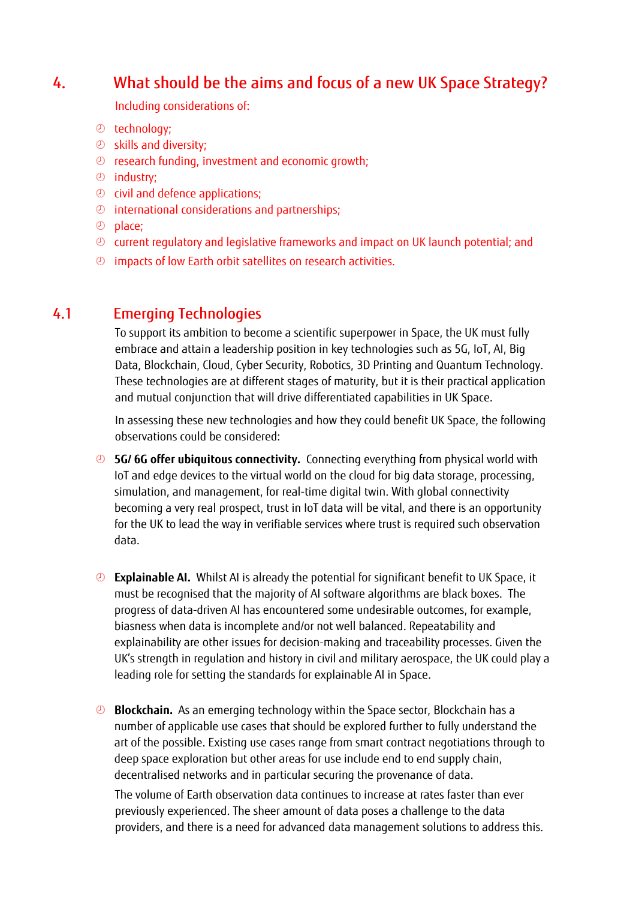## 4. What should be the aims and focus of a new UK Space Strategy?

Including considerations of:

- technology;
- skills and diversity;
- research funding, investment and economic growth;
- industry;
- civil and defence applications;
- international considerations and partnerships;
- place;
- current regulatory and legislative frameworks and impact on UK launch potential; and
- impacts of low Earth orbit satellites on research activities.

### 4.1 Emerging Technologies

To support its ambition to become a scientific superpower in Space, the UK must fully embrace and attain a leadership position in key technologies such as 5G, IoT, AI, Big Data, Blockchain, Cloud, Cyber Security, Robotics, 3D Printing and Quantum Technology. These technologies are at different stages of maturity, but it is their practical application and mutual conjunction that will drive differentiated capabilities in UK Space.

In assessing these new technologies and how they could benefit UK Space, the following observations could be considered:

- **5G/ 6G offer ubiquitous connectivity.** Connecting everything from physical world with IoT and edge devices to the virtual world on the cloud for big data storage, processing, simulation, and management, for real-time digital twin. With global connectivity becoming a very real prospect, trust in IoT data will be vital, and there is an opportunity for the UK to lead the way in verifiable services where trust is required such observation data.

- **Explainable AI.** Whilst AI is already the potential for significant benefit to UK Space, it must be recognised that the majority of AI software algorithms are black boxes. The progress of data-driven AI has encountered some undesirable outcomes, for example, biasness when data is incomplete and/or not well balanced. Repeatability and explainability are other issues for decision-making and traceability processes. Given the UK's strength in regulation and history in civil and military aerospace, the UK could play a leading role for setting the standards for explainable AI in Space.

- **Blockchain.** As an emerging technology within the Space sector, Blockchain has a number of applicable use cases that should be explored further to fully understand the art of the possible. Existing use cases range from smart contract negotiations through to deep space exploration but other areas for use include end to end supply chain, decentralised networks and in particular securing the provenance of data.

  The volume of Earth observation data continues to increase at rates faster than ever previously experienced. The sheer amount of data poses a challenge to the data providers, and there is a need for advanced data management solutions to address this.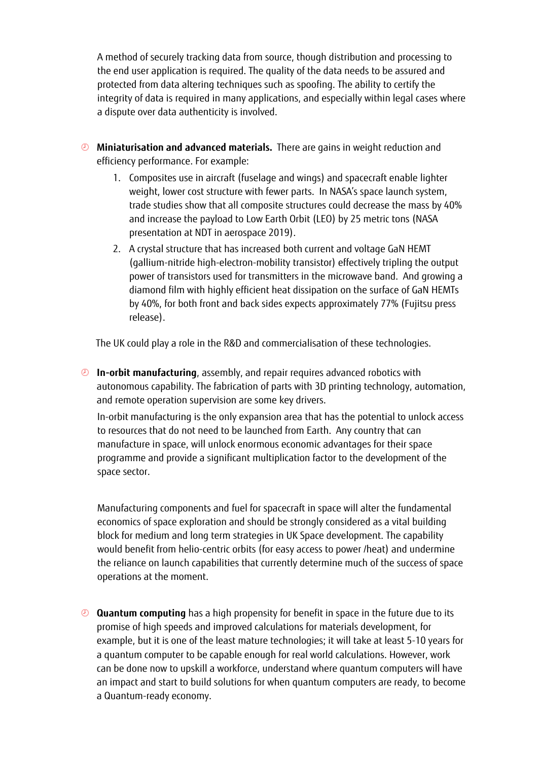A method of securely tracking data from source, though distribution and processing to the end user application is required. The quality of the data needs to be assured and protected from data altering techniques such as spoofing. The ability to certify the integrity of data is required in many applications, and especially within legal cases where a dispute over data authenticity is involved.

- **Miniaturisation and advanced materials.** There are gains in weight reduction and efficiency performance. For example:
  1. Composites use in aircraft (fuselage and wings) and spacecraft enable lighter weight, lower cost structure with fewer parts. In NASA's space launch system, trade studies show that all composite structures could decrease the mass by 40% and increase the payload to Low Earth Orbit (LEO) by 25 metric tons (NASA presentation at NDT in aerospace 2019).
  2. A crystal structure that has increased both current and voltage GaN HEMT (gallium-nitride high-electron-mobility transistor) effectively tripling the output power of transistors used for transmitters in the microwave band. And growing a diamond film with highly efficient heat dissipation on the surface of GaN HEMTs by 40%, for both front and back sides expects approximately 77% (Fujitsu press release).

  The UK could play a role in the R&D and commercialisation of these technologies.

- **In-orbit manufacturing**, assembly, and repair requires advanced robotics with autonomous capability. The fabrication of parts with 3D printing technology, automation, and remote operation supervision are some key drivers.

  In-orbit manufacturing is the only expansion area that has the potential to unlock access to resources that do not need to be launched from Earth. Any country that can manufacture in space, will unlock enormous economic advantages for their space programme and provide a significant multiplication factor to the development of the space sector.

  Manufacturing components and fuel for spacecraft in space will alter the fundamental economics of space exploration and should be strongly considered as a vital building block for medium and long term strategies in UK Space development. The capability would benefit from helio-centric orbits (for easy access to power /heat) and undermine the reliance on launch capabilities that currently determine much of the success of space operations at the moment.

- **Quantum computing** has a high propensity for benefit in space in the future due to its promise of high speeds and improved calculations for materials development, for example, but it is one of the least mature technologies; it will take at least 5-10 years for a quantum computer to be capable enough for real world calculations. However, work can be done now to upskill a workforce, understand where quantum computers will have an impact and start to build solutions for when quantum computers are ready, to become a Quantum-ready economy.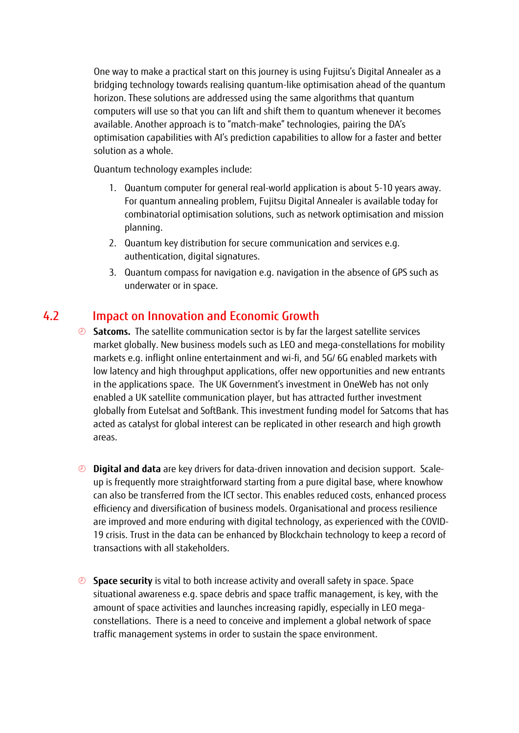One way to make a practical start on this journey is using Fujitsu's Digital Annealer as a bridging technology towards realising quantum-like optimisation ahead of the quantum horizon. These solutions are addressed using the same algorithms that quantum computers will use so that you can lift and shift them to quantum whenever it becomes available. Another approach is to "match-make" technologies, pairing the DA's optimisation capabilities with AI's prediction capabilities to allow for a faster and better solution as a whole.

Quantum technology examples include:

1. Quantum computer for general real-world application is about 5-10 years away. For quantum annealing problem, Fujitsu Digital Annealer is available today for combinatorial optimisation solutions, such as network optimisation and mission planning.
2. Quantum key distribution for secure communication and services e.g. authentication, digital signatures.
3. Quantum compass for navigation e.g. navigation in the absence of GPS such as underwater or in space.

## 4.2 Impact on Innovation and Economic Growth

- **Satcoms.** The satellite communication sector is by far the largest satellite services market globally. New business models such as LEO and mega-constellations for mobility markets e.g. inflight online entertainment and wi-fi, and 5G/ 6G enabled markets with low latency and high throughput applications, offer new opportunities and new entrants in the applications space. The UK Government's investment in OneWeb has not only enabled a UK satellite communication player, but has attracted further investment globally from Eutelsat and SoftBank. This investment funding model for Satcoms that has acted as catalyst for global interest can be replicated in other research and high growth areas.

- **Digital and data** are key drivers for data-driven innovation and decision support. Scale-up is frequently more straightforward starting from a pure digital base, where knowhow can also be transferred from the ICT sector. This enables reduced costs, enhanced process efficiency and diversification of business models. Organisational and process resilience are improved and more enduring with digital technology, as experienced with the COVID-19 crisis. Trust in the data can be enhanced by Blockchain technology to keep a record of transactions with all stakeholders.

- **Space security** is vital to both increase activity and overall safety in space. Space situational awareness e.g. space debris and space traffic management, is key, with the amount of space activities and launches increasing rapidly, especially in LEO mega-constellations. There is a need to conceive and implement a global network of space traffic management systems in order to sustain the space environment.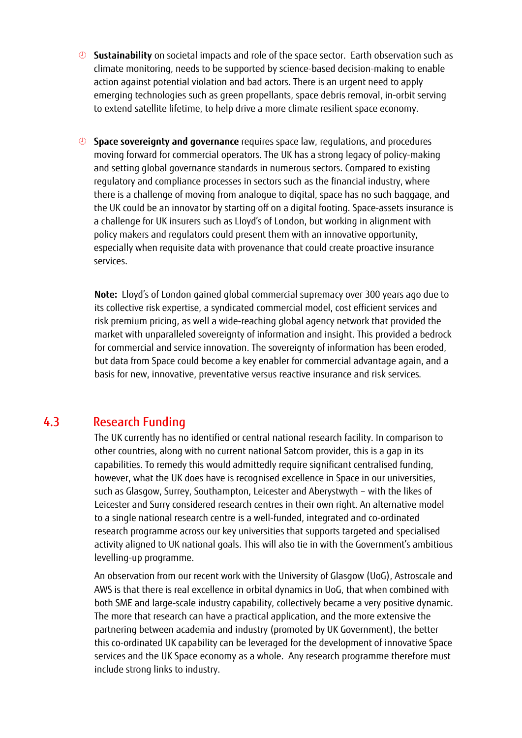- **Sustainability** on societal impacts and role of the space sector. Earth observation such as climate monitoring, needs to be supported by science-based decision-making to enable action against potential violation and bad actors. There is an urgent need to apply emerging technologies such as green propellants, space debris removal, in-orbit serving to extend satellite lifetime, to help drive a more climate resilient space economy.

- **Space sovereignty and governance** requires space law, regulations, and procedures moving forward for commercial operators. The UK has a strong legacy of policy-making and setting global governance standards in numerous sectors. Compared to existing regulatory and compliance processes in sectors such as the financial industry, where there is a challenge of moving from analogue to digital, space has no such baggage, and the UK could be an innovator by starting off on a digital footing. Space-assets insurance is a challenge for UK insurers such as Lloyd's of London, but working in alignment with policy makers and regulators could present them with an innovative opportunity, especially when requisite data with provenance that could create proactive insurance services.

  **Note:** Lloyd's of London gained global commercial supremacy over 300 years ago due to its collective risk expertise, a syndicated commercial model, cost efficient services and risk premium pricing, as well a wide-reaching global agency network that provided the market with unparalleled sovereignty of information and insight. This provided a bedrock for commercial and service innovation. The sovereignty of information has been eroded, but data from Space could become a key enabler for commercial advantage again, and a basis for new, innovative, preventative versus reactive insurance and risk services.

## 4.3 Research Funding

The UK currently has no identified or central national research facility. In comparison to other countries, along with no current national Satcom provider, this is a gap in its capabilities. To remedy this would admittedly require significant centralised funding, however, what the UK does have is recognised excellence in Space in our universities, such as Glasgow, Surrey, Southampton, Leicester and Aberystwyth – with the likes of Leicester and Surry considered research centres in their own right. An alternative model to a single national research centre is a well-funded, integrated and co-ordinated research programme across our key universities that supports targeted and specialised activity aligned to UK national goals. This will also tie in with the Government's ambitious levelling-up programme.

An observation from our recent work with the University of Glasgow (UoG), Astroscale and AWS is that there is real excellence in orbital dynamics in UoG, that when combined with both SME and large-scale industry capability, collectively became a very positive dynamic. The more that research can have a practical application, and the more extensive the partnering between academia and industry (promoted by UK Government), the better this co-ordinated UK capability can be leveraged for the development of innovative Space services and the UK Space economy as a whole. Any research programme therefore must include strong links to industry.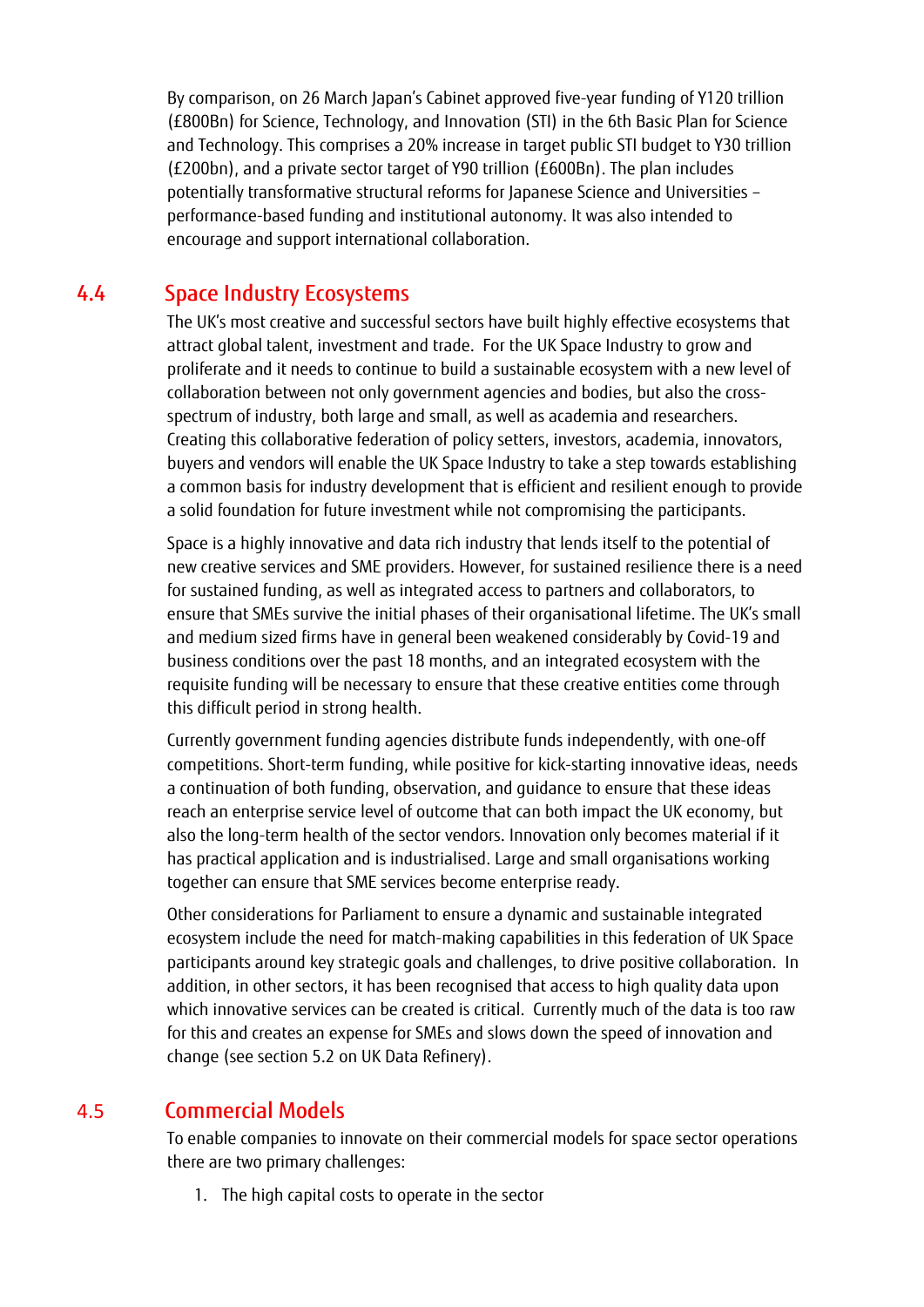By comparison, on 26 March Japan's Cabinet approved five-year funding of Y120 trillion (£800Bn) for Science, Technology, and Innovation (STI) in the 6th Basic Plan for Science and Technology. This comprises a 20% increase in target public STI budget to Y30 trillion (£200bn), and a private sector target of Y90 trillion (£600Bn). The plan includes potentially transformative structural reforms for Japanese Science and Universities – performance-based funding and institutional autonomy. It was also intended to encourage and support international collaboration.

## 4.4 Space Industry Ecosystems

The UK's most creative and successful sectors have built highly effective ecosystems that attract global talent, investment and trade. For the UK Space Industry to grow and proliferate and it needs to continue to build a sustainable ecosystem with a new level of collaboration between not only government agencies and bodies, but also the cross-spectrum of industry, both large and small, as well as academia and researchers. Creating this collaborative federation of policy setters, investors, academia, innovators, buyers and vendors will enable the UK Space Industry to take a step towards establishing a common basis for industry development that is efficient and resilient enough to provide a solid foundation for future investment while not compromising the participants.

Space is a highly innovative and data rich industry that lends itself to the potential of new creative services and SME providers. However, for sustained resilience there is a need for sustained funding, as well as integrated access to partners and collaborators, to ensure that SMEs survive the initial phases of their organisational lifetime. The UK's small and medium sized firms have in general been weakened considerably by Covid-19 and business conditions over the past 18 months, and an integrated ecosystem with the requisite funding will be necessary to ensure that these creative entities come through this difficult period in strong health.

Currently government funding agencies distribute funds independently, with one-off competitions. Short-term funding, while positive for kick-starting innovative ideas, needs a continuation of both funding, observation, and guidance to ensure that these ideas reach an enterprise service level of outcome that can both impact the UK economy, but also the long-term health of the sector vendors. Innovation only becomes material if it has practical application and is industrialised. Large and small organisations working together can ensure that SME services become enterprise ready.

Other considerations for Parliament to ensure a dynamic and sustainable integrated ecosystem include the need for match-making capabilities in this federation of UK Space participants around key strategic goals and challenges, to drive positive collaboration. In addition, in other sectors, it has been recognised that access to high quality data upon which innovative services can be created is critical. Currently much of the data is too raw for this and creates an expense for SMEs and slows down the speed of innovation and change (see section 5.2 on UK Data Refinery).

## 4.5 Commercial Models

To enable companies to innovate on their commercial models for space sector operations there are two primary challenges:

1. The high capital costs to operate in the sector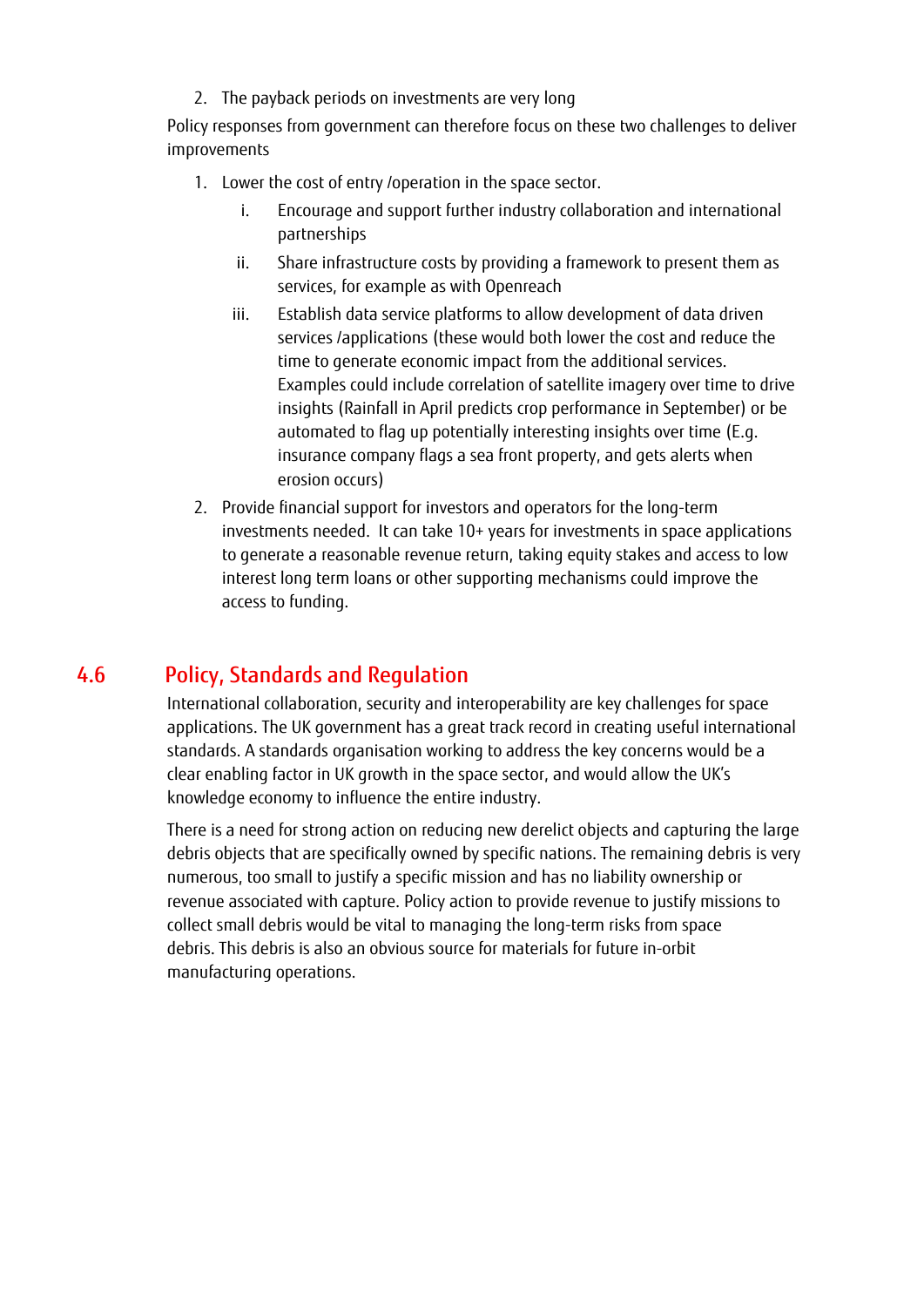2. The payback periods on investments are very long

Policy responses from government can therefore focus on these two challenges to deliver improvements

1. Lower the cost of entry /operation in the space sector.
   i. Encourage and support further industry collaboration and international partnerships
   ii. Share infrastructure costs by providing a framework to present them as services, for example as with Openreach
   iii. Establish data service platforms to allow development of data driven services /applications (these would both lower the cost and reduce the time to generate economic impact from the additional services. Examples could include correlation of satellite imagery over time to drive insights (Rainfall in April predicts crop performance in September) or be automated to flag up potentially interesting insights over time (E.g. insurance company flags a sea front property, and gets alerts when erosion occurs)
2. Provide financial support for investors and operators for the long-term investments needed. It can take 10+ years for investments in space applications to generate a reasonable revenue return, taking equity stakes and access to low interest long term loans or other supporting mechanisms could improve the access to funding.

## 4.6 Policy, Standards and Regulation

International collaboration, security and interoperability are key challenges for space applications. The UK government has a great track record in creating useful international standards. A standards organisation working to address the key concerns would be a clear enabling factor in UK growth in the space sector, and would allow the UK's knowledge economy to influence the entire industry.

There is a need for strong action on reducing new derelict objects and capturing the large debris objects that are specifically owned by specific nations. The remaining debris is very numerous, too small to justify a specific mission and has no liability ownership or revenue associated with capture. Policy action to provide revenue to justify missions to collect small debris would be vital to managing the long-term risks from space debris. This debris is also an obvious source for materials for future in-orbit manufacturing operations.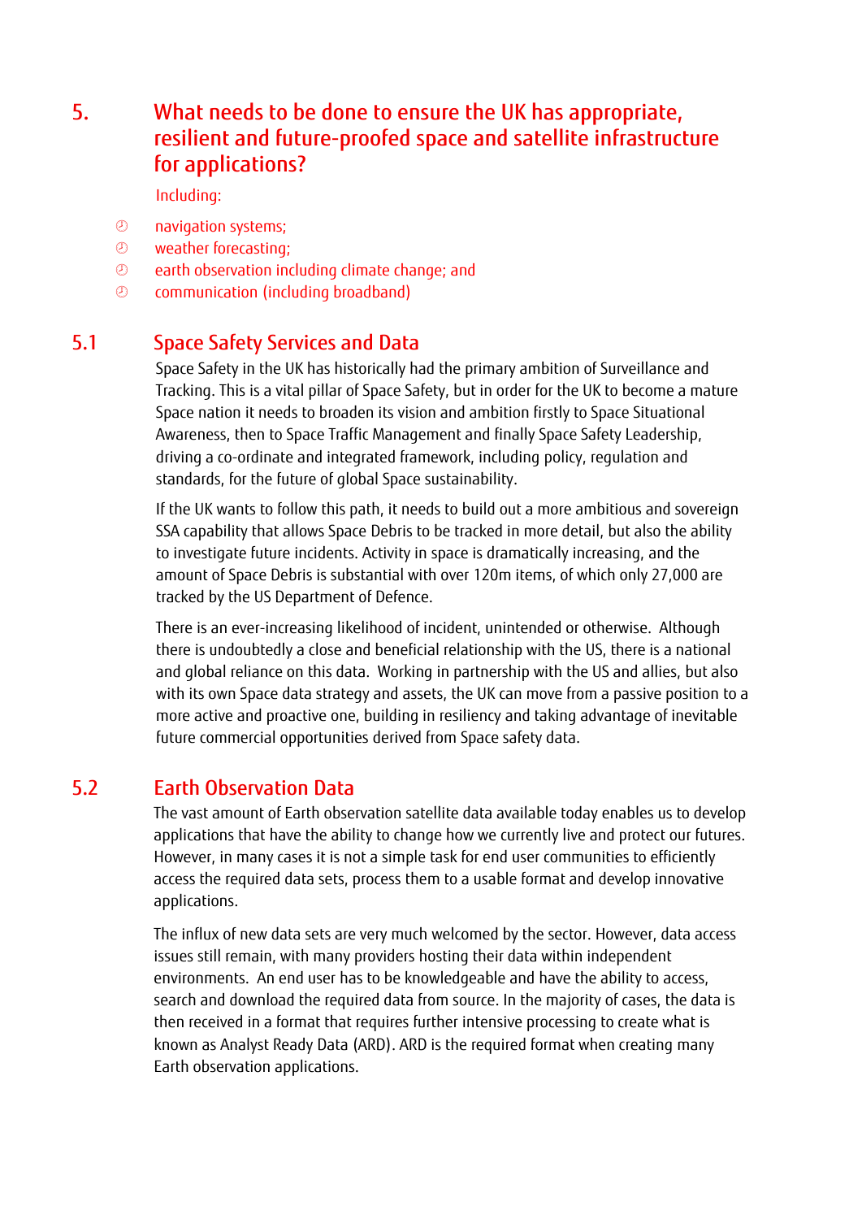## 5. What needs to be done to ensure the UK has appropriate, resilient and future-proofed space and satellite infrastructure for applications?

Including:

- navigation systems;
- weather forecasting;
- earth observation including climate change; and
- communication (including broadband)

### 5.1 Space Safety Services and Data

Space Safety in the UK has historically had the primary ambition of Surveillance and Tracking. This is a vital pillar of Space Safety, but in order for the UK to become a mature Space nation it needs to broaden its vision and ambition firstly to Space Situational Awareness, then to Space Traffic Management and finally Space Safety Leadership, driving a co-ordinate and integrated framework, including policy, regulation and standards, for the future of global Space sustainability.

If the UK wants to follow this path, it needs to build out a more ambitious and sovereign SSA capability that allows Space Debris to be tracked in more detail, but also the ability to investigate future incidents. Activity in space is dramatically increasing, and the amount of Space Debris is substantial with over 120m items, of which only 27,000 are tracked by the US Department of Defence.

There is an ever-increasing likelihood of incident, unintended or otherwise. Although there is undoubtedly a close and beneficial relationship with the US, there is a national and global reliance on this data. Working in partnership with the US and allies, but also with its own Space data strategy and assets, the UK can move from a passive position to a more active and proactive one, building in resiliency and taking advantage of inevitable future commercial opportunities derived from Space safety data.

### 5.2 Earth Observation Data

The vast amount of Earth observation satellite data available today enables us to develop applications that have the ability to change how we currently live and protect our futures. However, in many cases it is not a simple task for end user communities to efficiently access the required data sets, process them to a usable format and develop innovative applications.

The influx of new data sets are very much welcomed by the sector. However, data access issues still remain, with many providers hosting their data within independent environments. An end user has to be knowledgeable and have the ability to access, search and download the required data from source. In the majority of cases, the data is then received in a format that requires further intensive processing to create what is known as Analyst Ready Data (ARD). ARD is the required format when creating many Earth observation applications.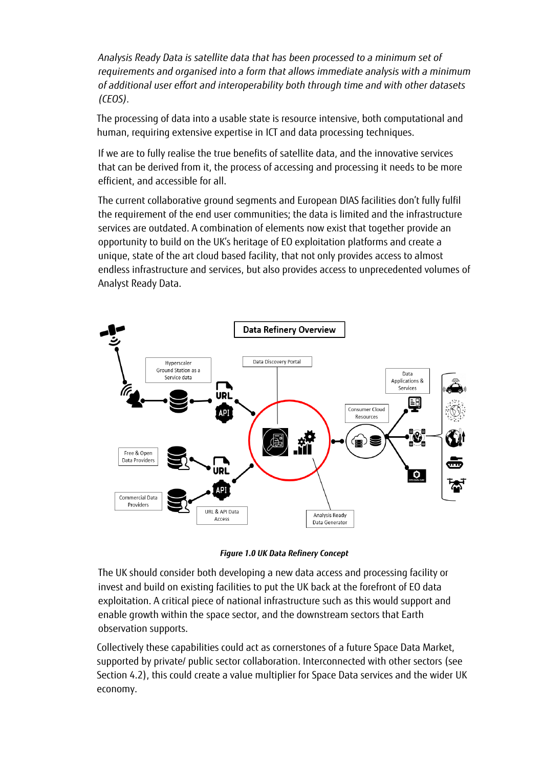*Analysis Ready Data is satellite data that has been processed to a minimum set of requirements and organised into a form that allows immediate analysis with a minimum of additional user effort and interoperability both through time and with other datasets (CEOS).*

The processing of data into a usable state is resource intensive, both computational and human, requiring extensive expertise in ICT and data processing techniques.

If we are to fully realise the true benefits of satellite data, and the innovative services that can be derived from it, the process of accessing and processing it needs to be more efficient, and accessible for all.

The current collaborative ground segments and European DIAS facilities don't fully fulfil the requirement of the end user communities; the data is limited and the infrastructure services are outdated. A combination of elements now exist that together provide an opportunity to build on the UK's heritage of EO exploitation platforms and create a unique, state of the art cloud based facility, that not only provides access to almost endless infrastructure and services, but also provides access to unprecedented volumes of Analyst Ready Data.

***Figure 1.0 UK Data Refinery Concept***

The UK should consider both developing a new data access and processing facility or invest and build on existing facilities to put the UK back at the forefront of EO data exploitation. A critical piece of national infrastructure such as this would support and enable growth within the space sector, and the downstream sectors that Earth observation supports.

Collectively these capabilities could act as cornerstones of a future Space Data Market, supported by private/ public sector collaboration. Interconnected with other sectors (see Section 4.2), this could create a value multiplier for Space Data services and the wider UK economy.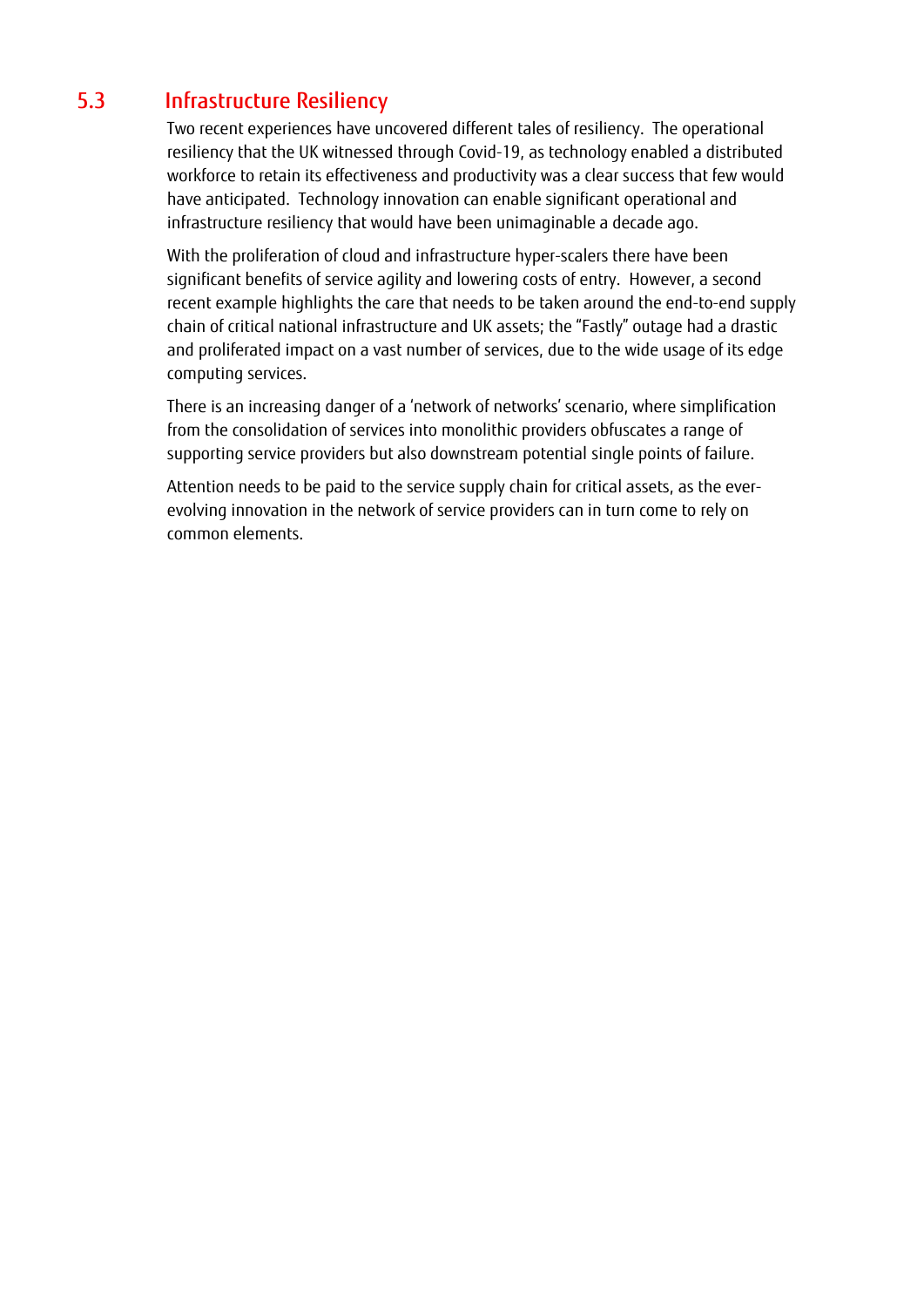## 5.3 Infrastructure Resiliency

Two recent experiences have uncovered different tales of resiliency. The operational resiliency that the UK witnessed through Covid-19, as technology enabled a distributed workforce to retain its effectiveness and productivity was a clear success that few would have anticipated. Technology innovation can enable significant operational and infrastructure resiliency that would have been unimaginable a decade ago.

With the proliferation of cloud and infrastructure hyper-scalers there have been significant benefits of service agility and lowering costs of entry. However, a second recent example highlights the care that needs to be taken around the end-to-end supply chain of critical national infrastructure and UK assets; the "Fastly" outage had a drastic and proliferated impact on a vast number of services, due to the wide usage of its edge computing services.

There is an increasing danger of a 'network of networks' scenario, where simplification from the consolidation of services into monolithic providers obfuscates a range of supporting service providers but also downstream potential single points of failure.

Attention needs to be paid to the service supply chain for critical assets, as the ever-evolving innovation in the network of service providers can in turn come to rely on common elements.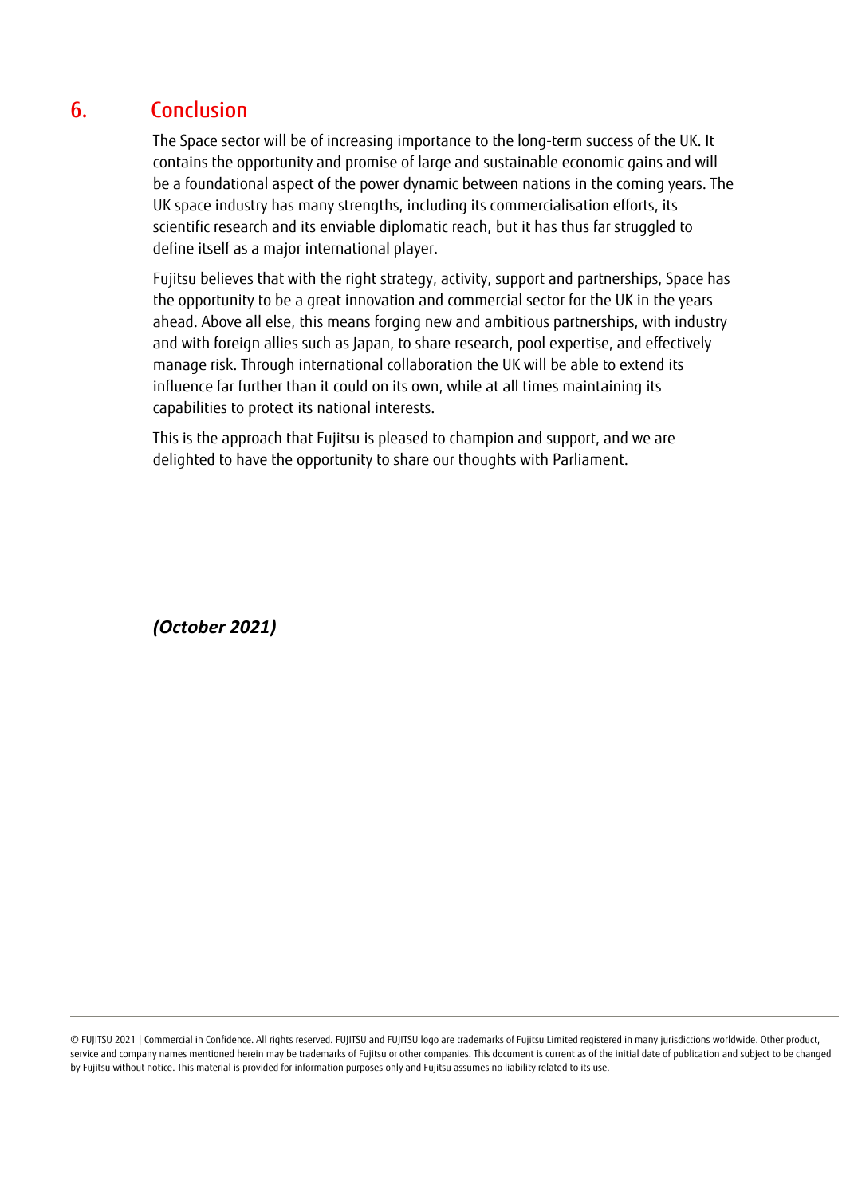## 6. Conclusion

The Space sector will be of increasing importance to the long-term success of the UK. It contains the opportunity and promise of large and sustainable economic gains and will be a foundational aspect of the power dynamic between nations in the coming years. The UK space industry has many strengths, including its commercialisation efforts, its scientific research and its enviable diplomatic reach, but it has thus far struggled to define itself as a major international player.

Fujitsu believes that with the right strategy, activity, support and partnerships, Space has the opportunity to be a great innovation and commercial sector for the UK in the years ahead. Above all else, this means forging new and ambitious partnerships, with industry and with foreign allies such as Japan, to share research, pool expertise, and effectively manage risk. Through international collaboration the UK will be able to extend its influence far further than it could on its own, while at all times maintaining its capabilities to protect its national interests.

This is the approach that Fujitsu is pleased to champion and support, and we are delighted to have the opportunity to share our thoughts with Parliament.

***(October 2021)***

© FUJITSU 2021 | Commercial in Confidence. All rights reserved. FUJITSU and FUJITSU logo are trademarks of Fujitsu Limited registered in many jurisdictions worldwide. Other product, service and company names mentioned herein may be trademarks of Fujitsu or other companies. This document is current as of the initial date of publication and subject to be changed by Fujitsu without notice. This material is provided for information purposes only and Fujitsu assumes no liability related to its use.